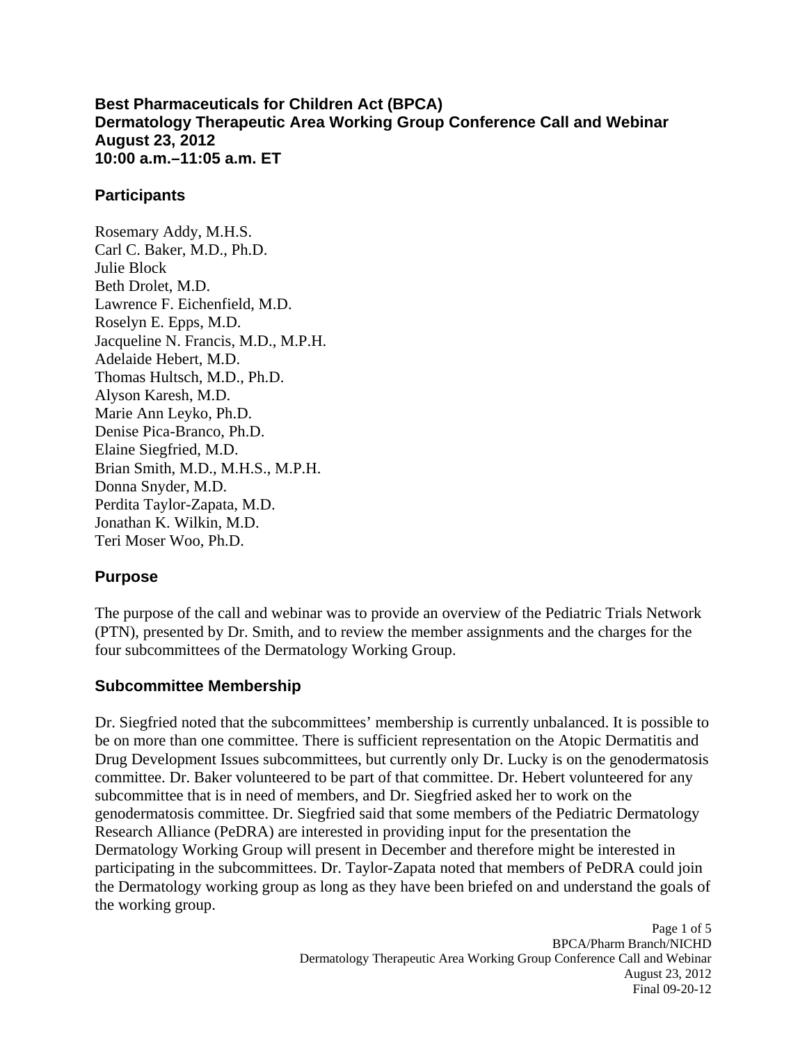# Best Pharmaceuticals for Children Act (BPCA)
# Dermatology Therapeutic Area Working Group Conference Call and Webinar
# August 23, 2012
# 10:00 a.m.–11:05 a.m. ET

## Participants

Rosemary Addy, M.H.S.
Carl C. Baker, M.D., Ph.D.
Julie Block
Beth Drolet, M.D.
Lawrence F. Eichenfield, M.D.
Roselyn E. Epps, M.D.
Jacqueline N. Francis, M.D., M.P.H.
Adelaide Hebert, M.D.
Thomas Hultsch, M.D., Ph.D.
Alyson Karesh, M.D.
Marie Ann Leyko, Ph.D.
Denise Pica-Branco, Ph.D.
Elaine Siegfried, M.D.
Brian Smith, M.D., M.H.S., M.P.H.
Donna Snyder, M.D.
Perdita Taylor-Zapata, M.D.
Jonathan K. Wilkin, M.D.
Teri Moser Woo, Ph.D.

## Purpose

The purpose of the call and webinar was to provide an overview of the Pediatric Trials Network (PTN), presented by Dr. Smith, and to review the member assignments and the charges for the four subcommittees of the Dermatology Working Group.

## Subcommittee Membership

Dr. Siegfried noted that the subcommittees' membership is currently unbalanced. It is possible to be on more than one committee. There is sufficient representation on the Atopic Dermatitis and Drug Development Issues subcommittees, but currently only Dr. Lucky is on the genodermatosis committee. Dr. Baker volunteered to be part of that committee. Dr. Hebert volunteered for any subcommittee that is in need of members, and Dr. Siegfried asked her to work on the genodermatosis committee. Dr. Siegfried said that some members of the Pediatric Dermatology Research Alliance (PeDRA) are interested in providing input for the presentation the Dermatology Working Group will present in December and therefore might be interested in participating in the subcommittees. Dr. Taylor-Zapata noted that members of PeDRA could join the Dermatology working group as long as they have been briefed on and understand the goals of the working group.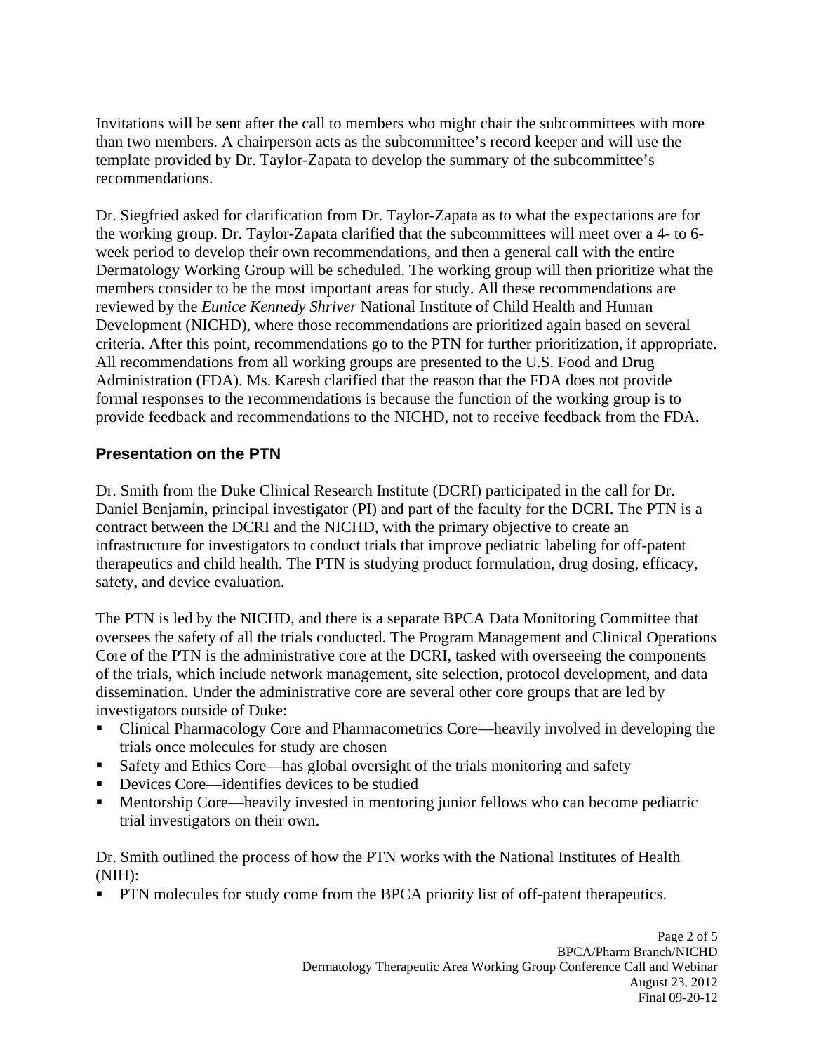Invitations will be sent after the call to members who might chair the subcommittees with more than two members. A chairperson acts as the subcommittee's record keeper and will use the template provided by Dr. Taylor-Zapata to develop the summary of the subcommittee's recommendations.

Dr. Siegfried asked for clarification from Dr. Taylor-Zapata as to what the expectations are for the working group. Dr. Taylor-Zapata clarified that the subcommittees will meet over a 4- to 6-week period to develop their own recommendations, and then a general call with the entire Dermatology Working Group will be scheduled. The working group will then prioritize what the members consider to be the most important areas for study. All these recommendations are reviewed by the *Eunice Kennedy Shriver* National Institute of Child Health and Human Development (NICHD), where those recommendations are prioritized again based on several criteria. After this point, recommendations go to the PTN for further prioritization, if appropriate. All recommendations from all working groups are presented to the U.S. Food and Drug Administration (FDA). Ms. Karesh clarified that the reason that the FDA does not provide formal responses to the recommendations is because the function of the working group is to provide feedback and recommendations to the NICHD, not to receive feedback from the FDA.

## Presentation on the PTN

Dr. Smith from the Duke Clinical Research Institute (DCRI) participated in the call for Dr. Daniel Benjamin, principal investigator (PI) and part of the faculty for the DCRI. The PTN is a contract between the DCRI and the NICHD, with the primary objective to create an infrastructure for investigators to conduct trials that improve pediatric labeling for off-patent therapeutics and child health. The PTN is studying product formulation, drug dosing, efficacy, safety, and device evaluation.

The PTN is led by the NICHD, and there is a separate BPCA Data Monitoring Committee that oversees the safety of all the trials conducted. The Program Management and Clinical Operations Core of the PTN is the administrative core at the DCRI, tasked with overseeing the components of the trials, which include network management, site selection, protocol development, and data dissemination. Under the administrative core are several other core groups that are led by investigators outside of Duke:

- Clinical Pharmacology Core and Pharmacometrics Core—heavily involved in developing the trials once molecules for study are chosen
- Safety and Ethics Core—has global oversight of the trials monitoring and safety
- Devices Core—identifies devices to be studied
- Mentorship Core—heavily invested in mentoring junior fellows who can become pediatric trial investigators on their own.

Dr. Smith outlined the process of how the PTN works with the National Institutes of Health (NIH):

- PTN molecules for study come from the BPCA priority list of off-patent therapeutics.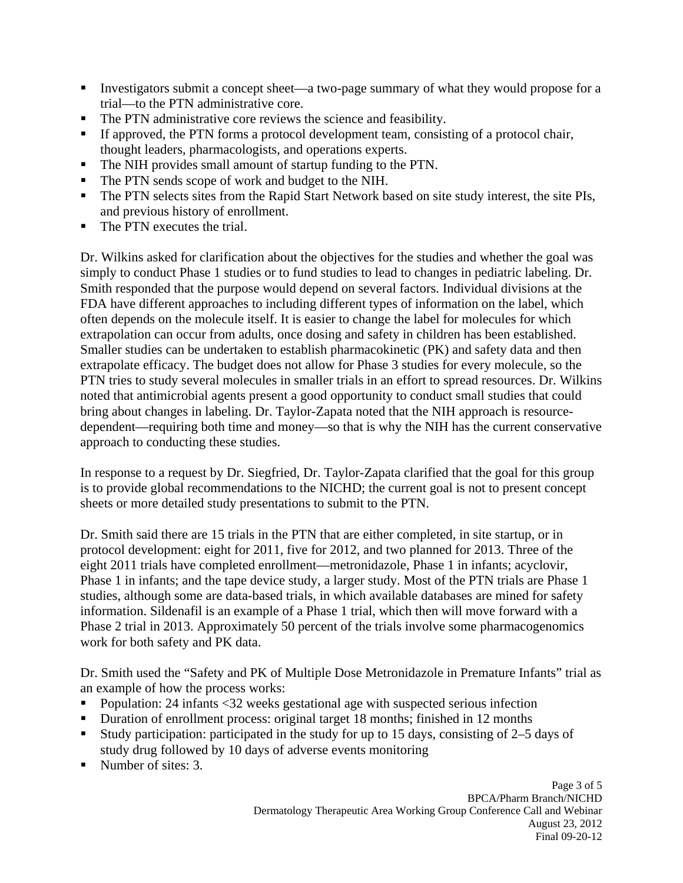- Investigators submit a concept sheet—a two-page summary of what they would propose for a trial—to the PTN administrative core.
- The PTN administrative core reviews the science and feasibility.
- If approved, the PTN forms a protocol development team, consisting of a protocol chair, thought leaders, pharmacologists, and operations experts.
- The NIH provides small amount of startup funding to the PTN.
- The PTN sends scope of work and budget to the NIH.
- The PTN selects sites from the Rapid Start Network based on site study interest, the site PIs, and previous history of enrollment.
- The PTN executes the trial.

Dr. Wilkins asked for clarification about the objectives for the studies and whether the goal was simply to conduct Phase 1 studies or to fund studies to lead to changes in pediatric labeling. Dr. Smith responded that the purpose would depend on several factors. Individual divisions at the FDA have different approaches to including different types of information on the label, which often depends on the molecule itself. It is easier to change the label for molecules for which extrapolation can occur from adults, once dosing and safety in children has been established. Smaller studies can be undertaken to establish pharmacokinetic (PK) and safety data and then extrapolate efficacy. The budget does not allow for Phase 3 studies for every molecule, so the PTN tries to study several molecules in smaller trials in an effort to spread resources. Dr. Wilkins noted that antimicrobial agents present a good opportunity to conduct small studies that could bring about changes in labeling. Dr. Taylor-Zapata noted that the NIH approach is resource-dependent—requiring both time and money—so that is why the NIH has the current conservative approach to conducting these studies.

In response to a request by Dr. Siegfried, Dr. Taylor-Zapata clarified that the goal for this group is to provide global recommendations to the NICHD; the current goal is not to present concept sheets or more detailed study presentations to submit to the PTN.

Dr. Smith said there are 15 trials in the PTN that are either completed, in site startup, or in protocol development: eight for 2011, five for 2012, and two planned for 2013. Three of the eight 2011 trials have completed enrollment—metronidazole, Phase 1 in infants; acyclovir, Phase 1 in infants; and the tape device study, a larger study. Most of the PTN trials are Phase 1 studies, although some are data-based trials, in which available databases are mined for safety information. Sildenafil is an example of a Phase 1 trial, which then will move forward with a Phase 2 trial in 2013. Approximately 50 percent of the trials involve some pharmacogenomics work for both safety and PK data.

Dr. Smith used the "Safety and PK of Multiple Dose Metronidazole in Premature Infants" trial as an example of how the process works:

- Population: 24 infants <32 weeks gestational age with suspected serious infection
- Duration of enrollment process: original target 18 months; finished in 12 months
- Study participation: participated in the study for up to 15 days, consisting of 2–5 days of study drug followed by 10 days of adverse events monitoring
- Number of sites: 3.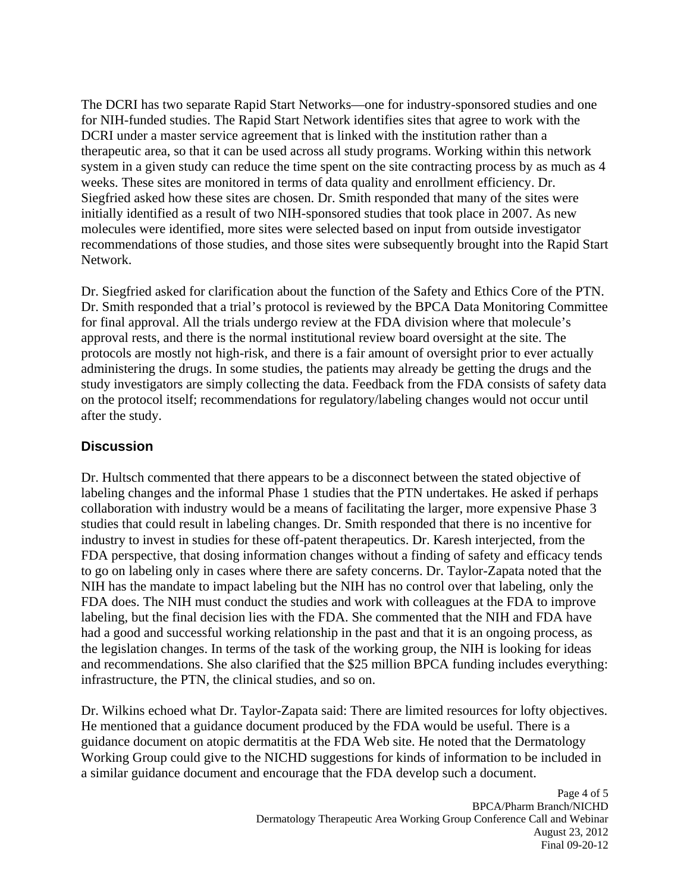The DCRI has two separate Rapid Start Networks—one for industry-sponsored studies and one for NIH-funded studies. The Rapid Start Network identifies sites that agree to work with the DCRI under a master service agreement that is linked with the institution rather than a therapeutic area, so that it can be used across all study programs. Working within this network system in a given study can reduce the time spent on the site contracting process by as much as 4 weeks. These sites are monitored in terms of data quality and enrollment efficiency. Dr. Siegfried asked how these sites are chosen. Dr. Smith responded that many of the sites were initially identified as a result of two NIH-sponsored studies that took place in 2007. As new molecules were identified, more sites were selected based on input from outside investigator recommendations of those studies, and those sites were subsequently brought into the Rapid Start Network.

Dr. Siegfried asked for clarification about the function of the Safety and Ethics Core of the PTN. Dr. Smith responded that a trial's protocol is reviewed by the BPCA Data Monitoring Committee for final approval. All the trials undergo review at the FDA division where that molecule's approval rests, and there is the normal institutional review board oversight at the site. The protocols are mostly not high-risk, and there is a fair amount of oversight prior to ever actually administering the drugs. In some studies, the patients may already be getting the drugs and the study investigators are simply collecting the data. Feedback from the FDA consists of safety data on the protocol itself; recommendations for regulatory/labeling changes would not occur until after the study.

## Discussion

Dr. Hultsch commented that there appears to be a disconnect between the stated objective of labeling changes and the informal Phase 1 studies that the PTN undertakes. He asked if perhaps collaboration with industry would be a means of facilitating the larger, more expensive Phase 3 studies that could result in labeling changes. Dr. Smith responded that there is no incentive for industry to invest in studies for these off-patent therapeutics. Dr. Karesh interjected, from the FDA perspective, that dosing information changes without a finding of safety and efficacy tends to go on labeling only in cases where there are safety concerns. Dr. Taylor-Zapata noted that the NIH has the mandate to impact labeling but the NIH has no control over that labeling, only the FDA does. The NIH must conduct the studies and work with colleagues at the FDA to improve labeling, but the final decision lies with the FDA. She commented that the NIH and FDA have had a good and successful working relationship in the past and that it is an ongoing process, as the legislation changes. In terms of the task of the working group, the NIH is looking for ideas and recommendations. She also clarified that the $25 million BPCA funding includes everything: infrastructure, the PTN, the clinical studies, and so on.

Dr. Wilkins echoed what Dr. Taylor-Zapata said: There are limited resources for lofty objectives. He mentioned that a guidance document produced by the FDA would be useful. There is a guidance document on atopic dermatitis at the FDA Web site. He noted that the Dermatology Working Group could give to the NICHD suggestions for kinds of information to be included in a similar guidance document and encourage that the FDA develop such a document.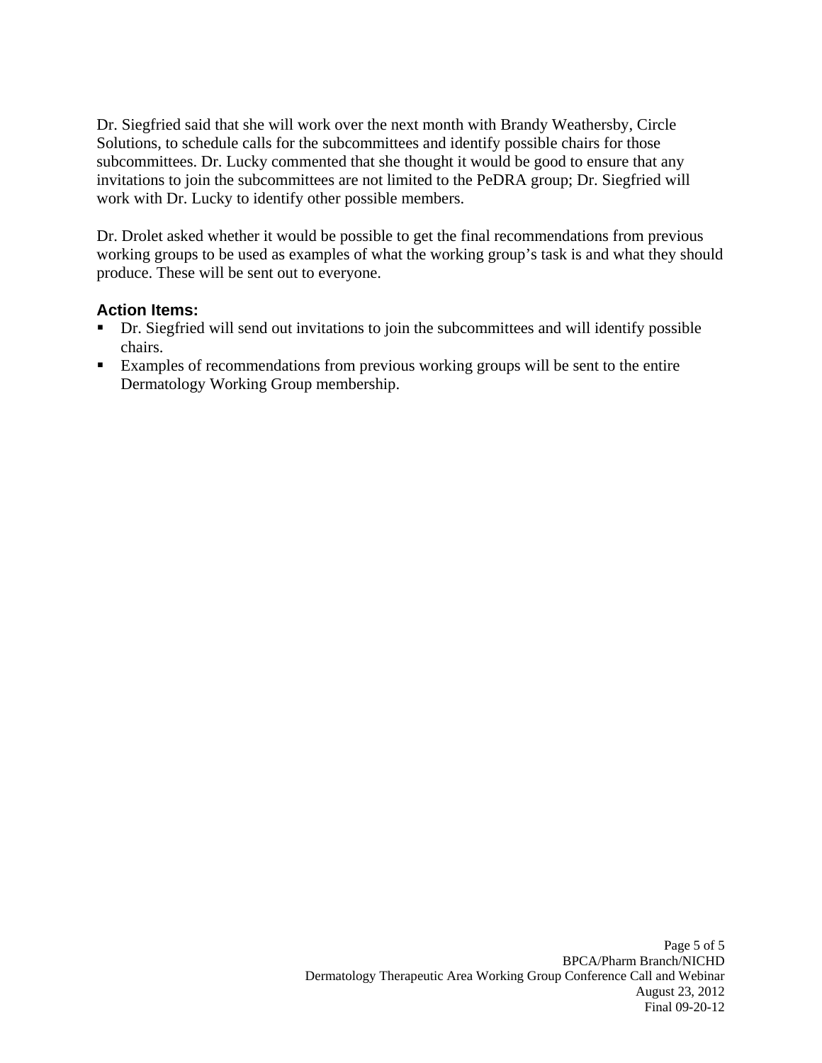Dr. Siegfried said that she will work over the next month with Brandy Weathersby, Circle Solutions, to schedule calls for the subcommittees and identify possible chairs for those subcommittees. Dr. Lucky commented that she thought it would be good to ensure that any invitations to join the subcommittees are not limited to the PeDRA group; Dr. Siegfried will work with Dr. Lucky to identify other possible members.

Dr. Drolet asked whether it would be possible to get the final recommendations from previous working groups to be used as examples of what the working group's task is and what they should produce. These will be sent out to everyone.

### Action Items:

- Dr. Siegfried will send out invitations to join the subcommittees and will identify possible chairs.
- Examples of recommendations from previous working groups will be sent to the entire Dermatology Working Group membership.